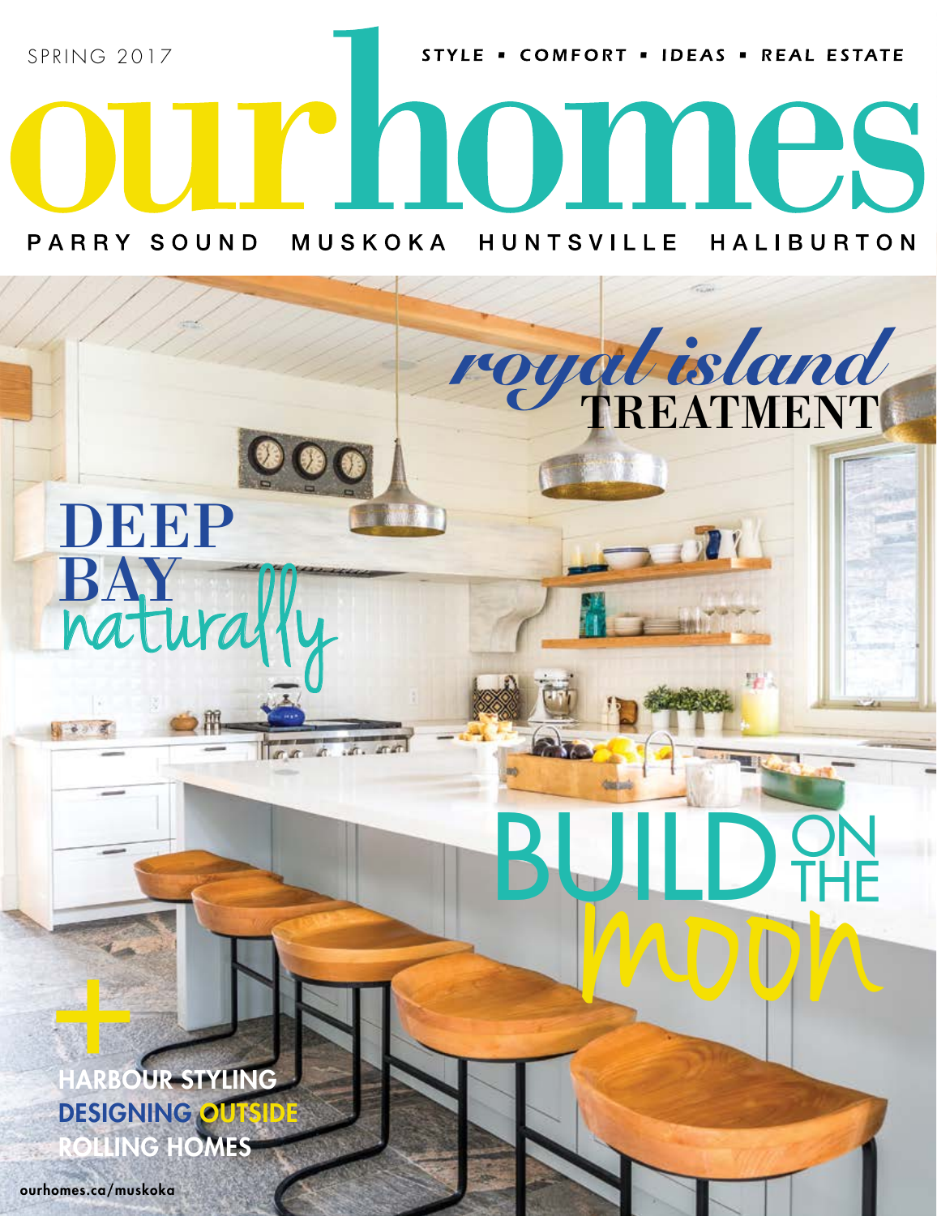SPRING 2017

STYLE ▪ COMFORT ▪ IDEAS ▪ REAL ESTATE

# ourhomes

PARRY SOUND MUSKOKA HUNTSVILLE HALIBURTON

## *royal island* TREATMENT

## DEEP BAY *naturally*

## BUILD ON THE *moon*

+

HARBOUR STYLING

DESIGNING OUTSIDE

ROLLING HOMES

ourhomes.ca/muskoka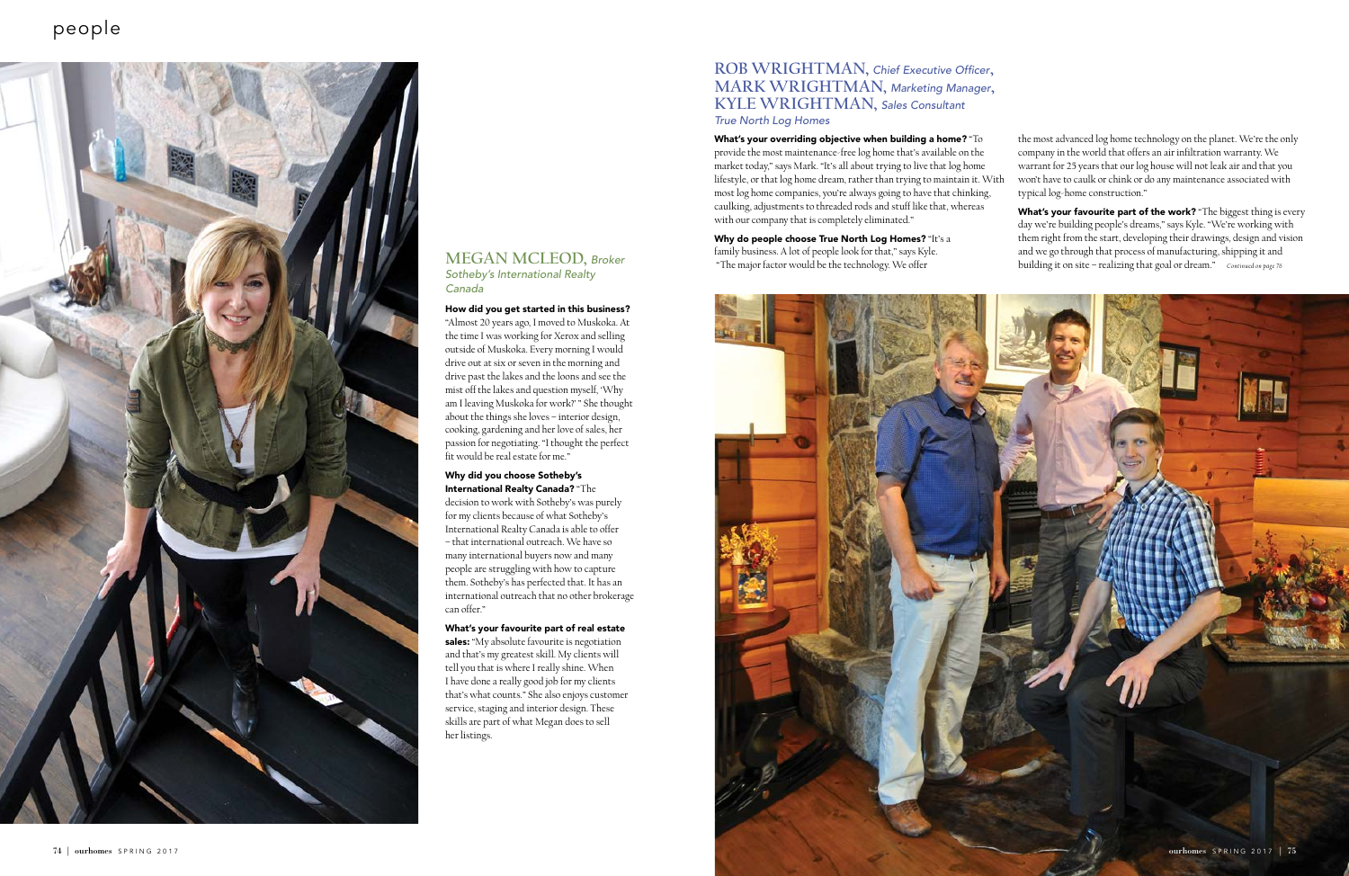## MEGAN MCLEOD, *Broker*

*Sotheby's International Realty Canada*

**How did you get started in this business?** "Almost 20 years ago, I moved to Muskoka. At the time I was working for Xerox and selling outside of Muskoka. Every morning I would drive out at six or seven in the morning and drive past the lakes and the loons and see the mist off the lakes and question myself, 'Why am I leaving Muskoka for work?' " She thought about the things she loves – interior design, cooking, gardening and her love of sales, her passion for negotiating. "I thought the perfect fit would be real estate for me."

**Why did you choose Sotheby's International Realty Canada?** "The decision to work with Sotheby's was purely for my clients because of what Sotheby's International Realty Canada is able to offer – that international outreach. We have so many international buyers now and many people are struggling with how to capture them. Sotheby's has perfected that. It has an international outreach that no other brokerage can offer."

**What's your favourite part of real estate sales:** "My absolute favourite is negotiation and that's my greatest skill. My clients will tell you that is where I really shine. When I have done a really good job for my clients that's what counts." She also enjoys customer service, staging and interior design. These skills are part of what Megan does to sell her listings.

## ROB WRIGHTMAN, *Chief Executive Officer*, MARK WRIGHTMAN, *Marketing Manager*, KYLE WRIGHTMAN, *Sales Consultant*

*True North Log Homes*

**What's your overriding objective when building a home?** "To provide the most maintenance-free log home that's available on the market today," says Mark. "It's all about trying to live that log home lifestyle, or that log home dream, rather than trying to maintain it. With most log home companies, you're always going to have that chinking, caulking, adjustments to threaded rods and stuff like that, whereas with our company that is completely eliminated."

**Why do people choose True North Log Homes?** "It's a family business. A lot of people look for that," says Kyle. "The major factor would be the technology. We offer the most advanced log home technology on the planet. We're the only company in the world that offers an air infiltration warranty. We warrant for 25 years that our log house will not leak air and that you won't have to caulk or chink or do any maintenance associated with typical log-home construction."

**What's your favourite part of the work?** "The biggest thing is every day we're building people's dreams," says Kyle. "We're working with them right from the start, developing their drawings, design and vision and we go through that process of manufacturing, shipping it and building it on site – realizing that goal or dream." *Continued on page 76*